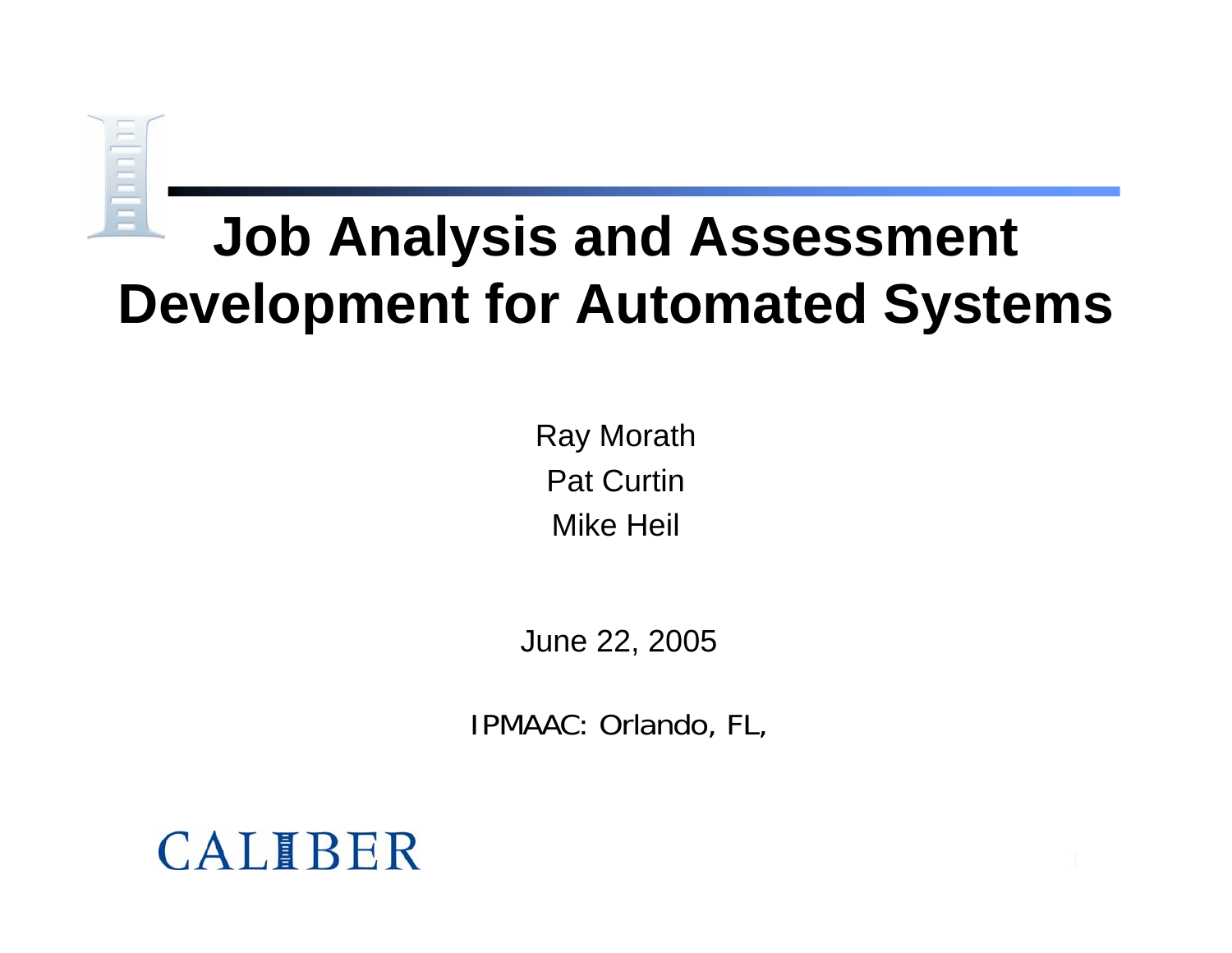# Job Analysis and Assessment Development for Automated Systems

Ray Morath

Pat Curtin

Mike Heil

June 22, 2005

IPMAAC: Orlando, FL,

CALIBER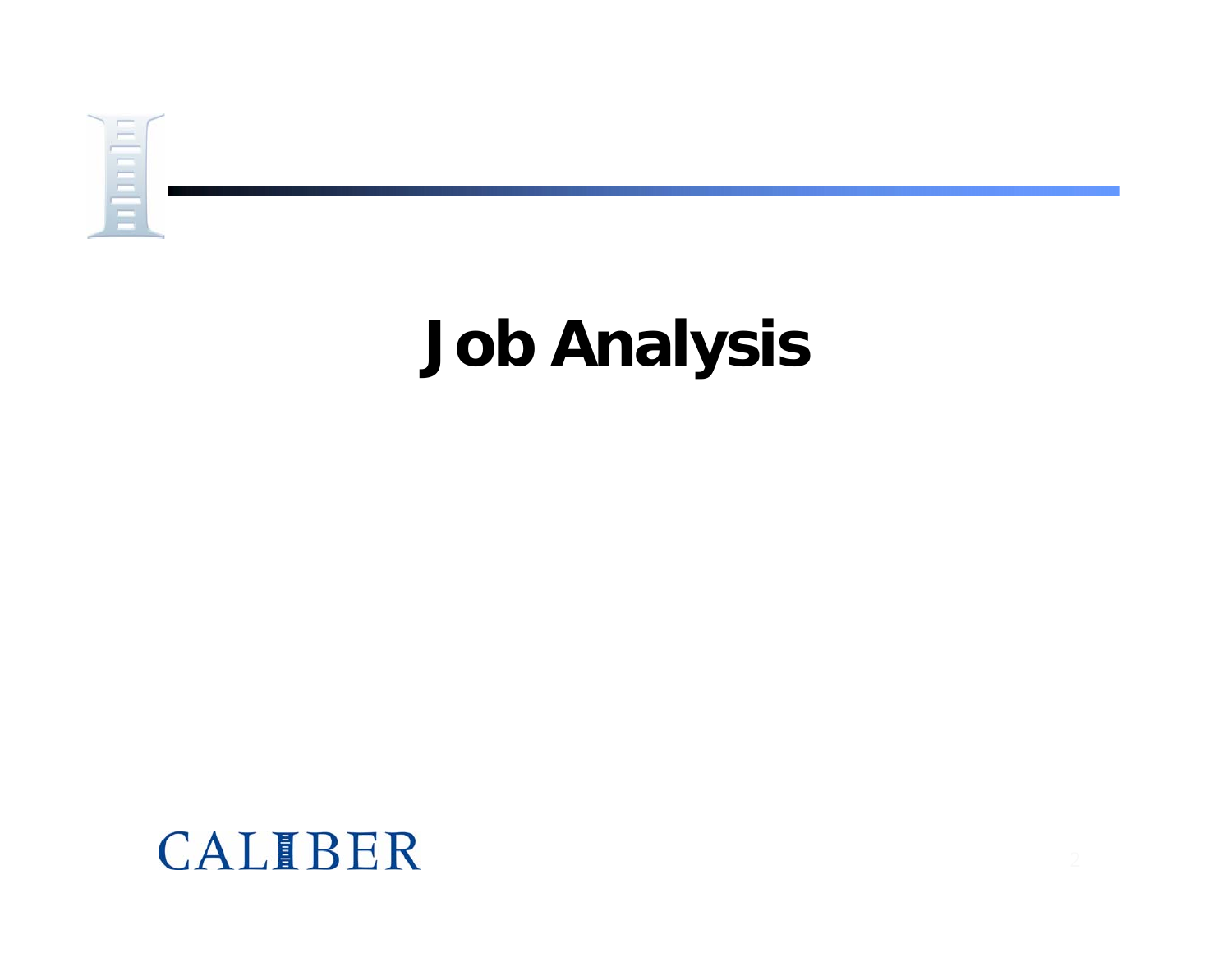# Job Analysis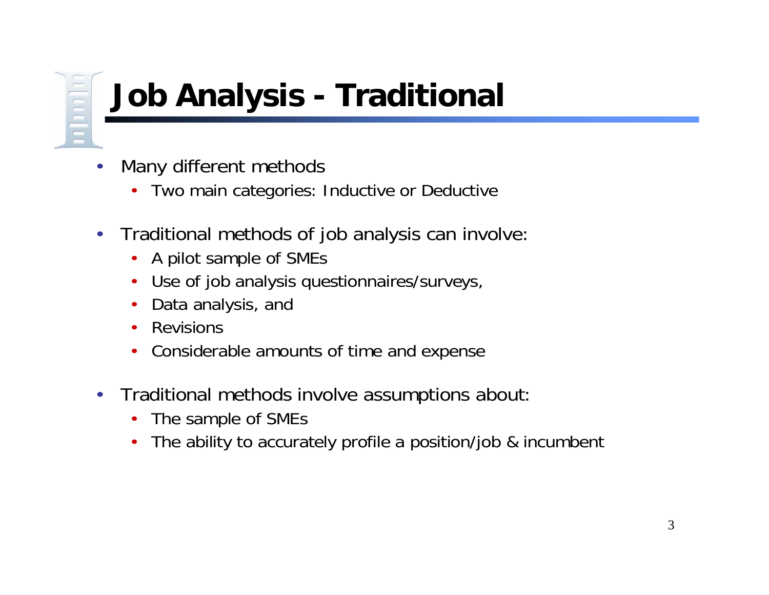# Job Analysis - Traditional

- Many different methods
  - Two main categories: Inductive or Deductive
- Traditional methods of job analysis can involve:
  - A pilot sample of SMEs
  - Use of job analysis questionnaires/surveys,
  - Data analysis, and
  - Revisions
  - Considerable amounts of time and expense
- Traditional methods involve assumptions about:
  - The sample of SMEs
  - The ability to accurately profile a position/job & incumbent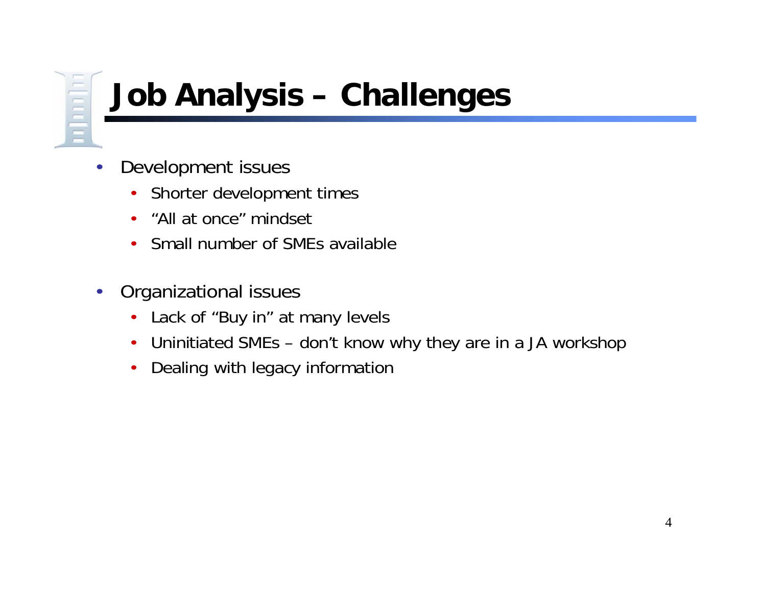# Job Analysis – Challenges

- Development issues
  - Shorter development times
  - "All at once" mindset
  - Small number of SMEs available
- Organizational issues
  - Lack of "Buy in" at many levels
  - Uninitiated SMEs – don't know why they are in a JA workshop
  - Dealing with legacy information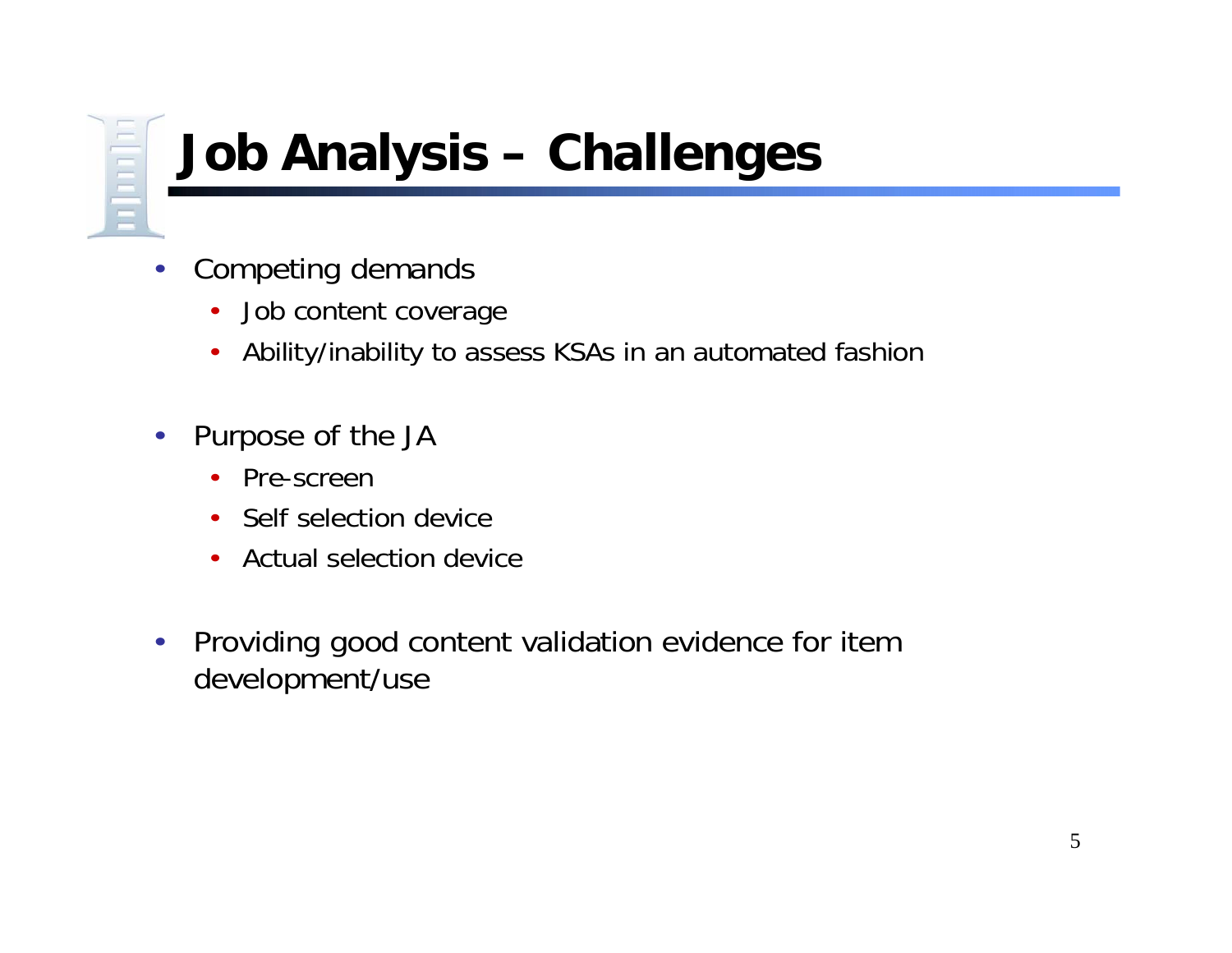# Job Analysis – Challenges

- Competing demands
  - Job content coverage
  - Ability/inability to assess KSAs in an automated fashion
- Purpose of the JA
  - Pre-screen
  - Self selection device
  - Actual selection device
- Providing good content validation evidence for item development/use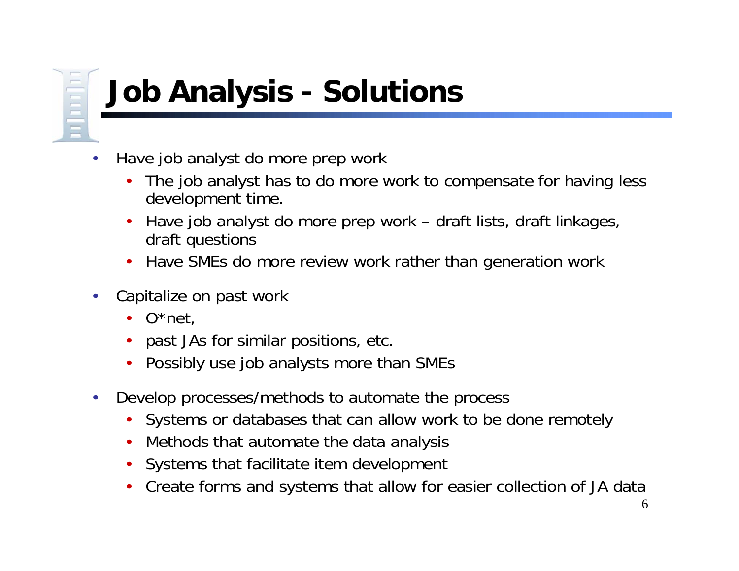# Job Analysis - Solutions

- Have job analyst do more prep work
  - The job analyst has to do more work to compensate for having less development time.
  - Have job analyst do more prep work – draft lists, draft linkages, draft questions
  - Have SMEs do more review work rather than generation work

- Capitalize on past work
  - O*net,
  - past JAs for similar positions, etc.
  - Possibly use job analysts more than SMEs

- Develop processes/methods to automate the process
  - Systems or databases that can allow work to be done remotely
  - Methods that automate the data analysis
  - Systems that facilitate item development
  - Create forms and systems that allow for easier collection of JA data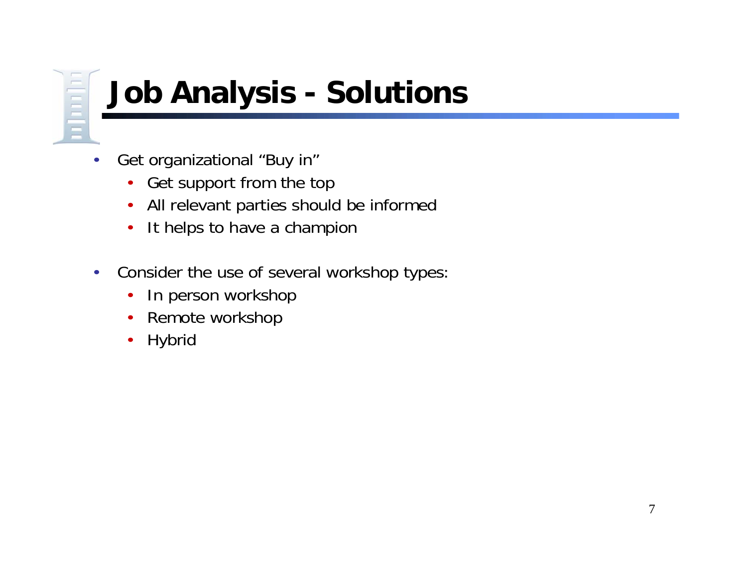# Job Analysis - Solutions

- Get organizational “Buy in”
  - Get support from the top
  - All relevant parties should be informed
  - It helps to have a champion

- Consider the use of several workshop types:
  - In person workshop
  - Remote workshop
  - Hybrid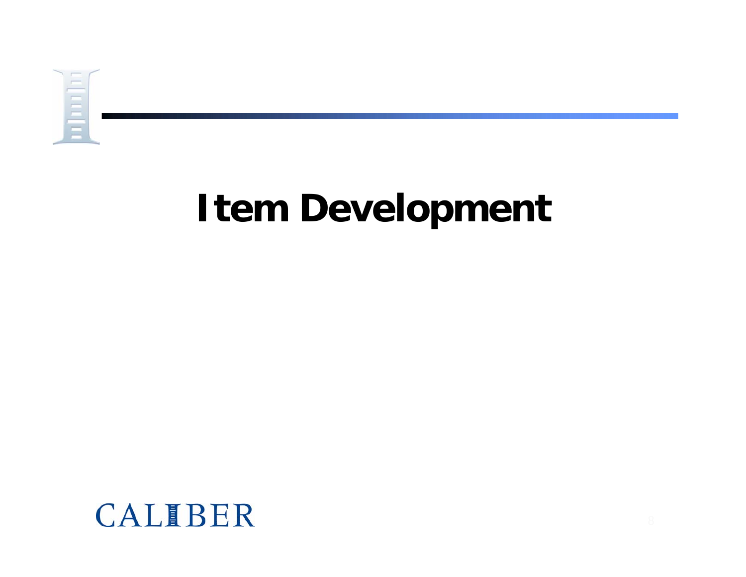# Item Development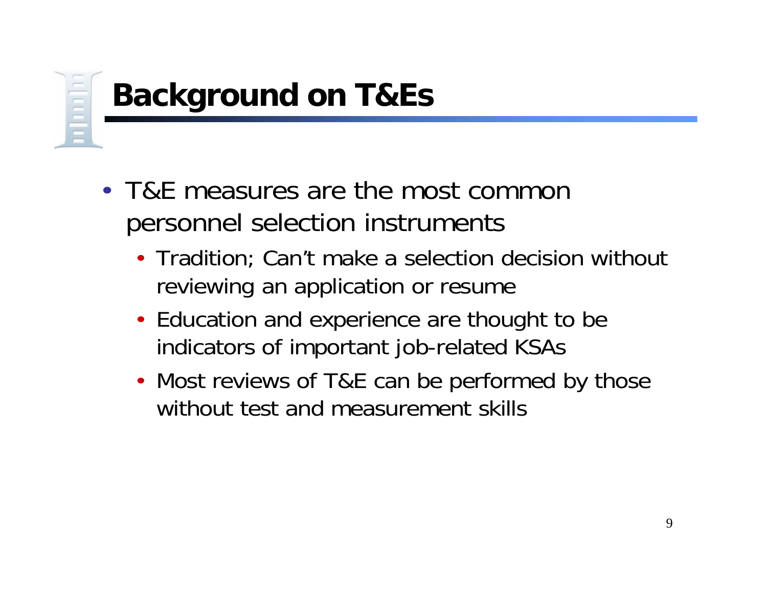# Background on T&Es

- T&E measures are the most common personnel selection instruments
  - Tradition; Can't make a selection decision without reviewing an application or resume
  - Education and experience are thought to be indicators of important job-related KSAs
  - Most reviews of T&E can be performed by those without test and measurement skills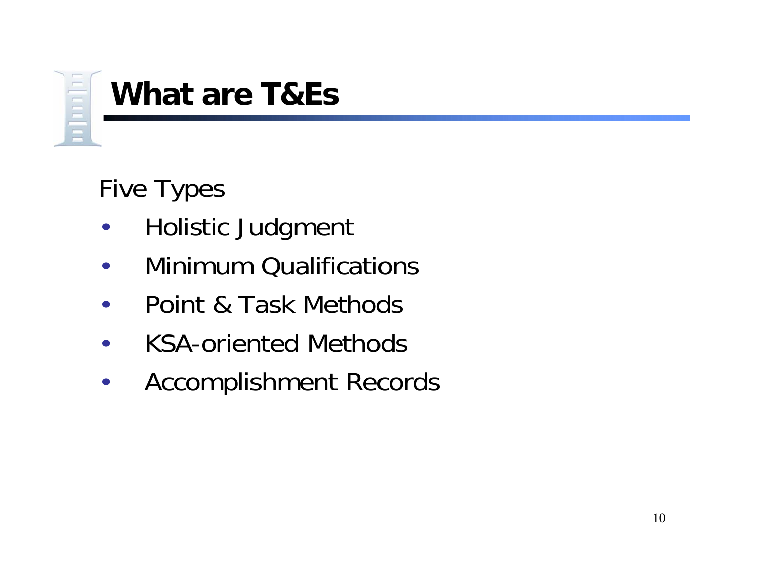# What are T&Es

Five Types

- Holistic Judgment
- Minimum Qualifications
- Point & Task Methods
- KSA-oriented Methods
- Accomplishment Records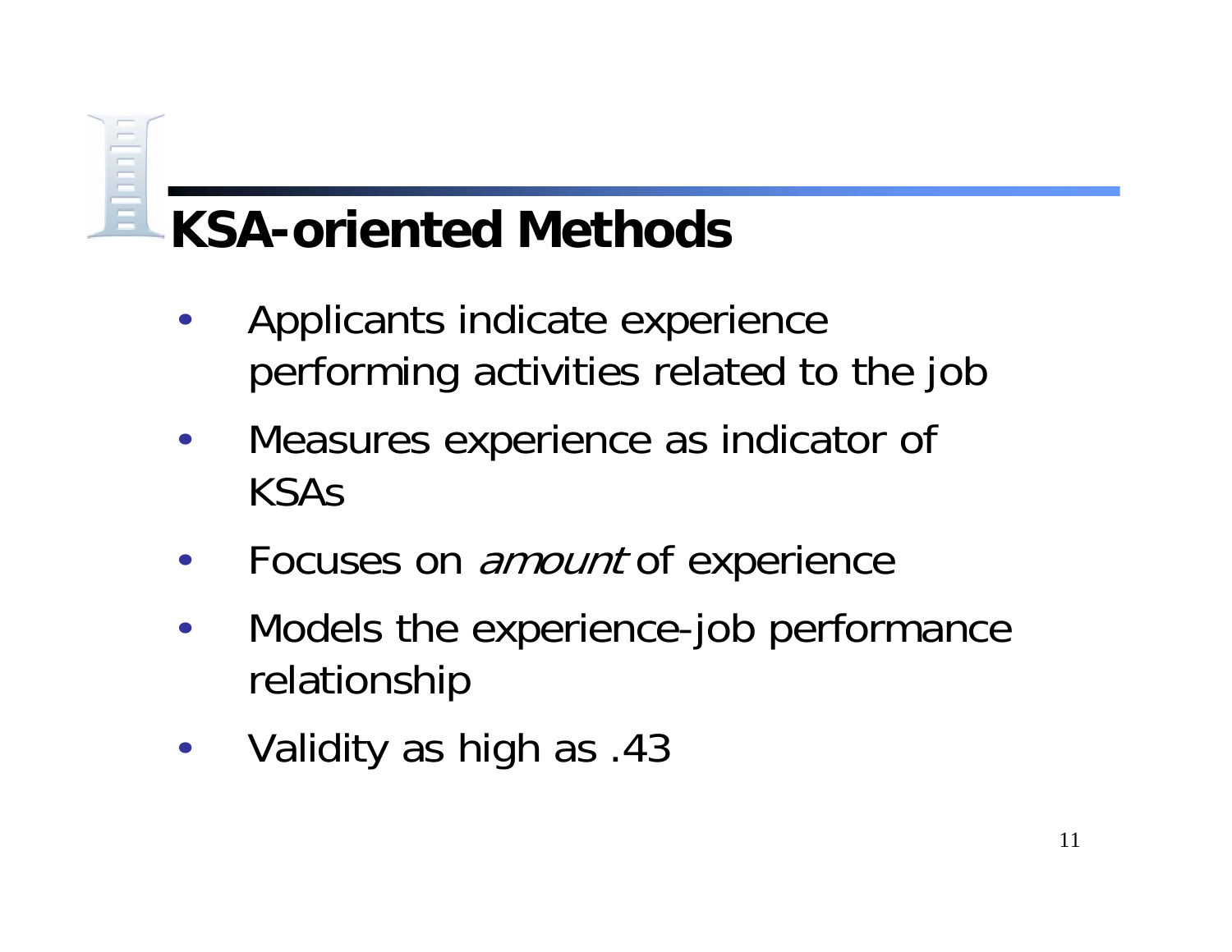# KSA-oriented Methods

- Applicants indicate experience performing activities related to the job
- Measures experience as indicator of KSAs
- Focuses on *amount* of experience
- Models the experience-job performance relationship
- Validity as high as .43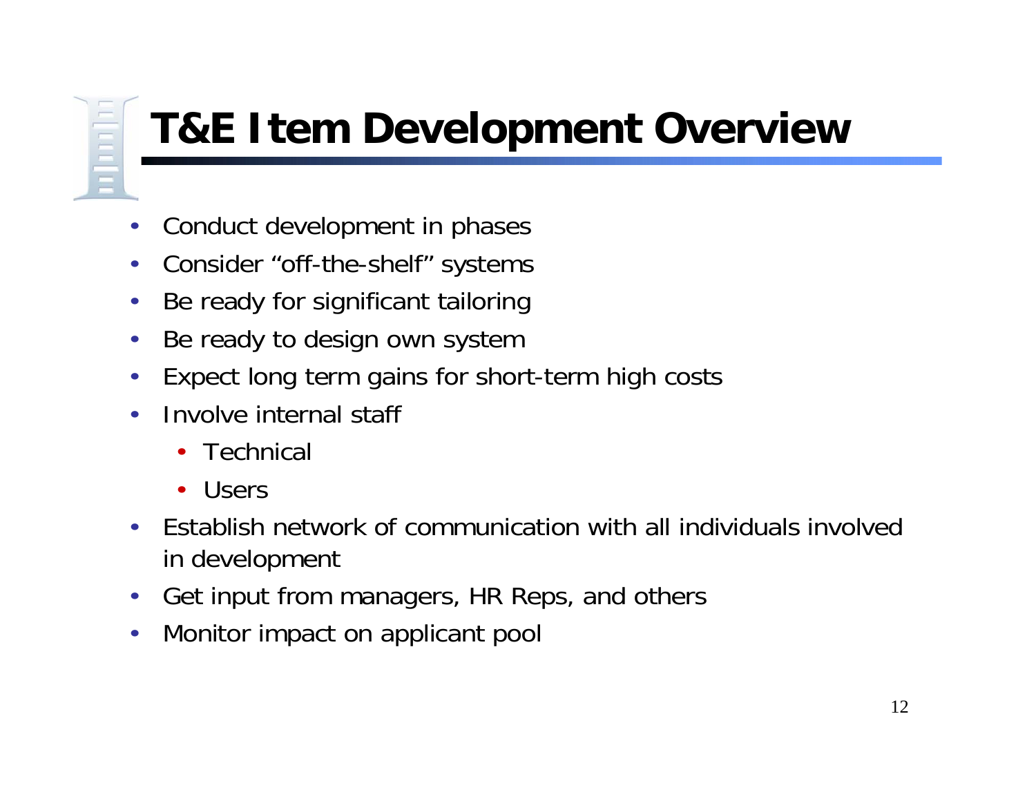# T&E Item Development Overview

- Conduct development in phases
- Consider “off-the-shelf” systems
- Be ready for significant tailoring
- Be ready to design own system
- Expect long term gains for short-term high costs
- Involve internal staff
  - Technical
  - Users
- Establish network of communication with all individuals involved in development
- Get input from managers, HR Reps, and others
- Monitor impact on applicant pool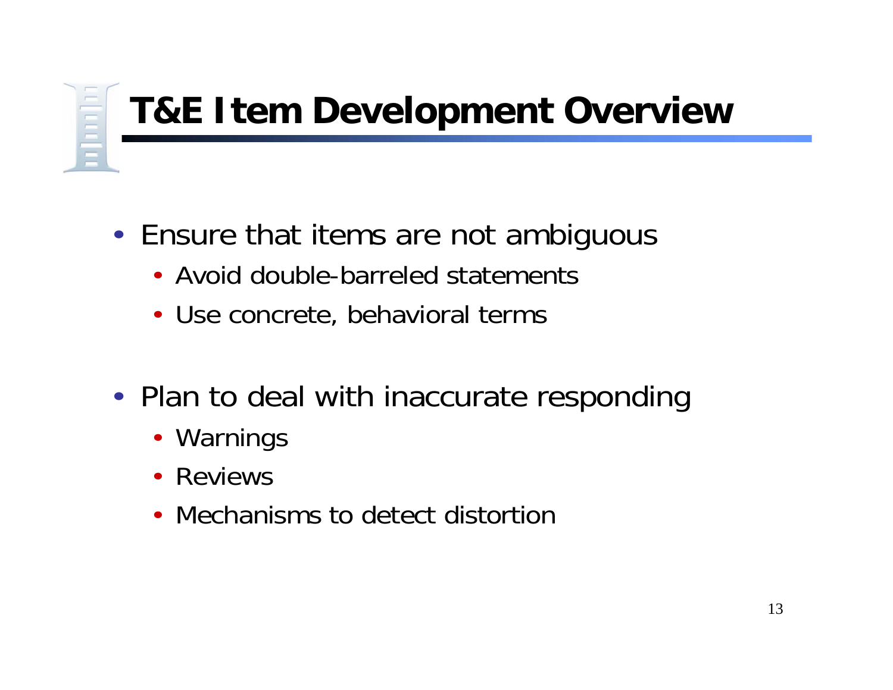# T&E Item Development Overview

- Ensure that items are not ambiguous
  - Avoid double-barreled statements
  - Use concrete, behavioral terms
- Plan to deal with inaccurate responding
  - Warnings
  - Reviews
  - Mechanisms to detect distortion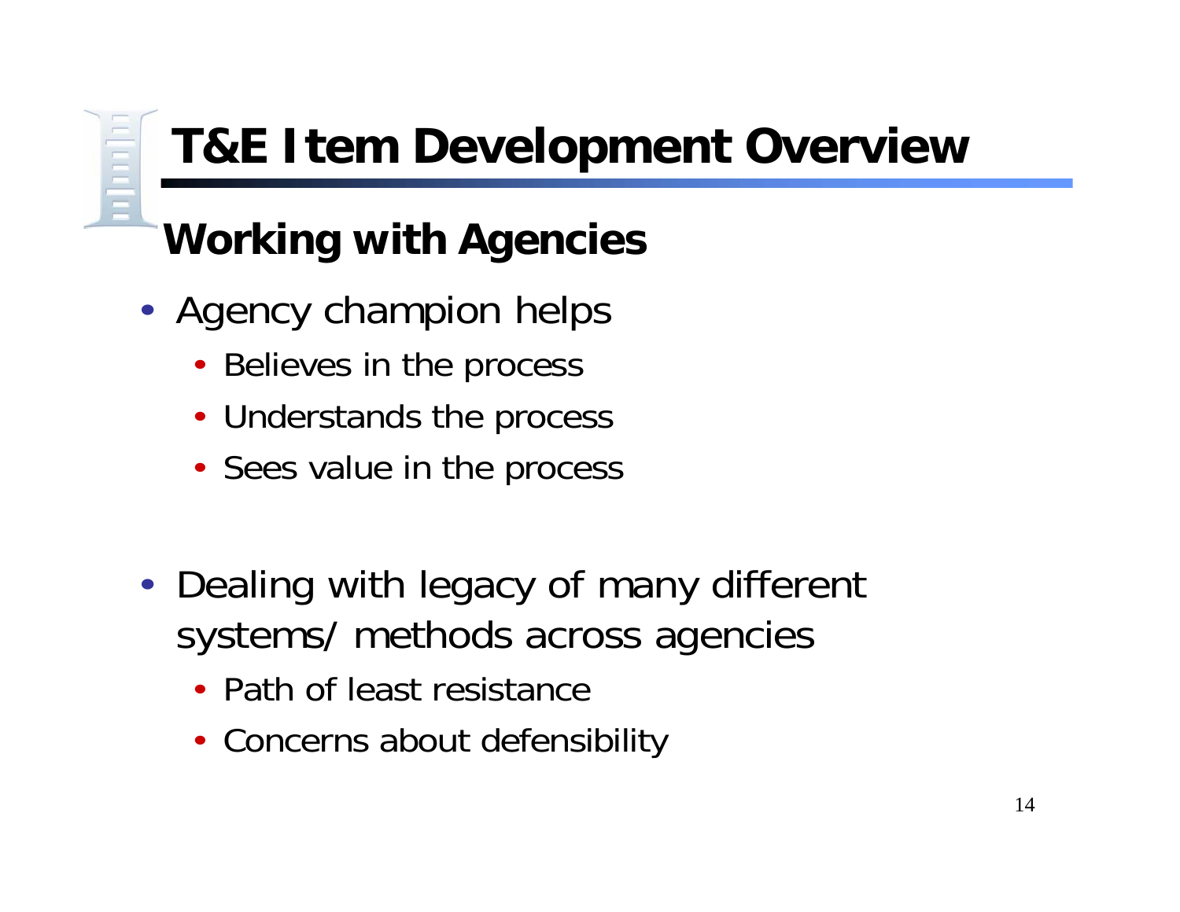# T&E Item Development Overview

## Working with Agencies

- Agency champion helps
  - Believes in the process
  - Understands the process
  - Sees value in the process

- Dealing with legacy of many different systems/ methods across agencies
  - Path of least resistance
  - Concerns about defensibility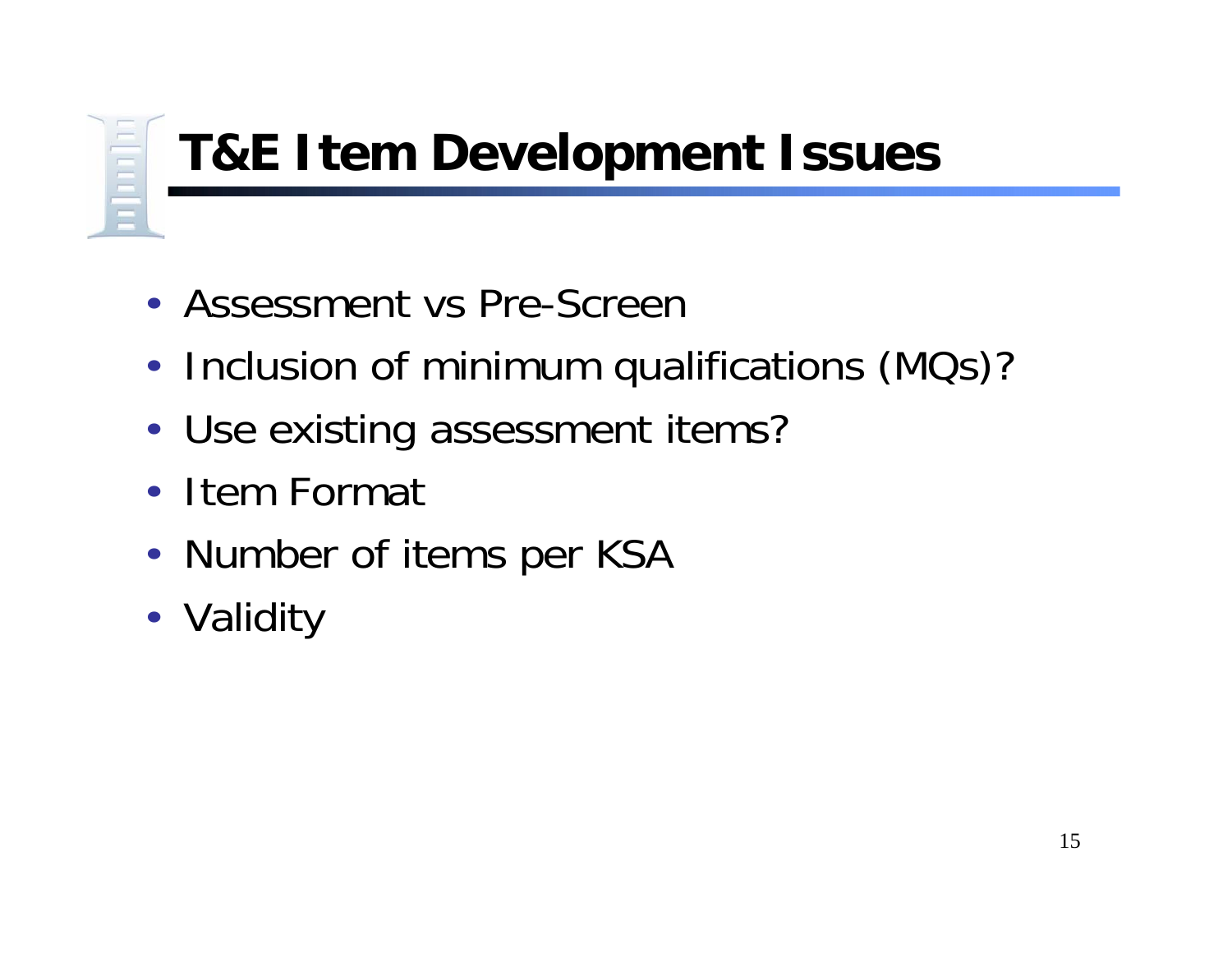# T&E Item Development Issues

- Assessment vs Pre-Screen
- Inclusion of minimum qualifications (MQs)?
- Use existing assessment items?
- Item Format
- Number of items per KSA
- Validity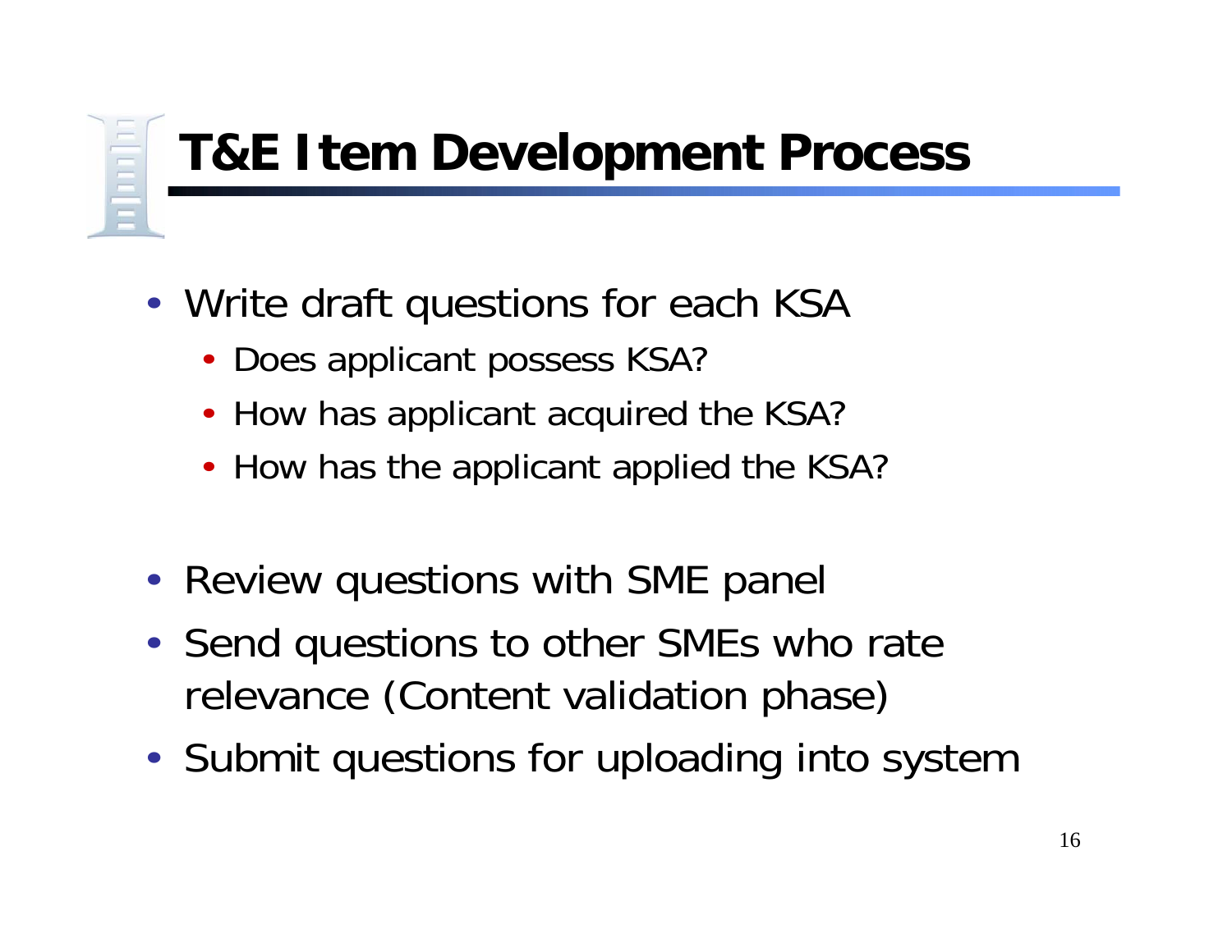# T&E Item Development Process

- Write draft questions for each KSA
  - Does applicant possess KSA?
  - How has applicant acquired the KSA?
  - How has the applicant applied the KSA?
- Review questions with SME panel
- Send questions to other SMEs who rate relevance (Content validation phase)
- Submit questions for uploading into system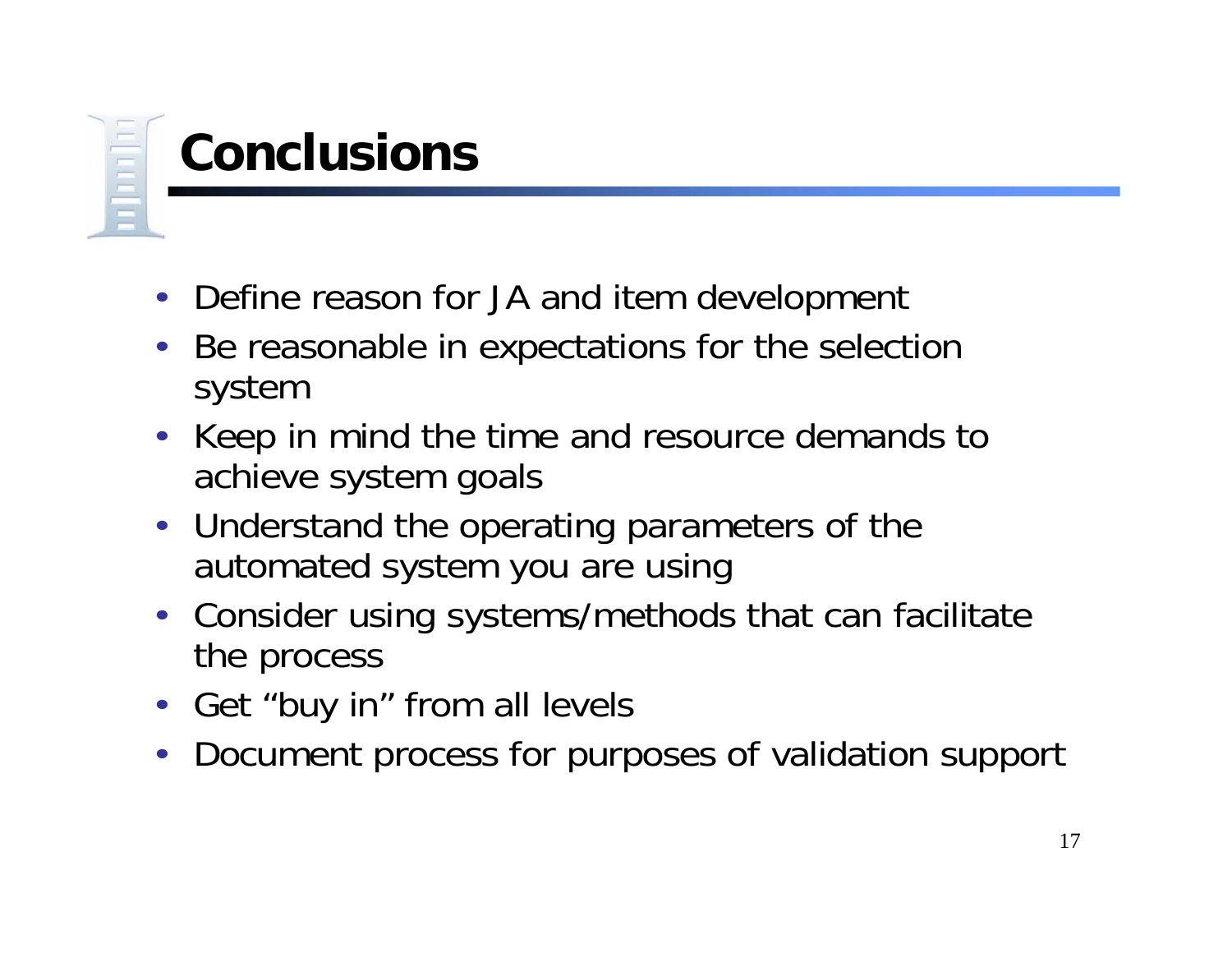# Conclusions

- Define reason for JA and item development
- Be reasonable in expectations for the selection system
- Keep in mind the time and resource demands to achieve system goals
- Understand the operating parameters of the automated system you are using
- Consider using systems/methods that can facilitate the process
- Get “buy in” from all levels
- Document process for purposes of validation support